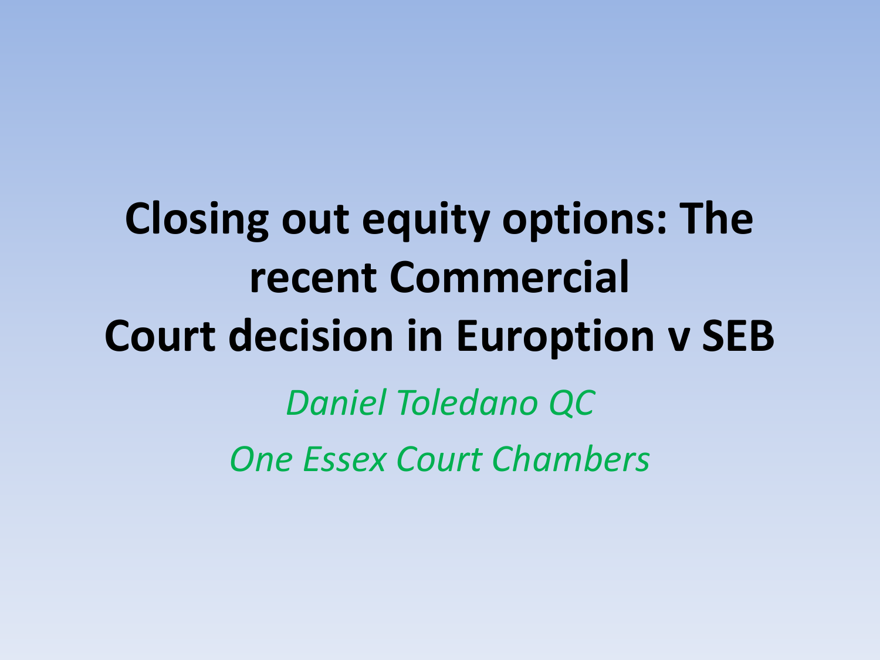# Closing out equity options: The recent Commercial Court decision in Euroption v SEB

*Daniel Toledano QC*

*One Essex Court Chambers*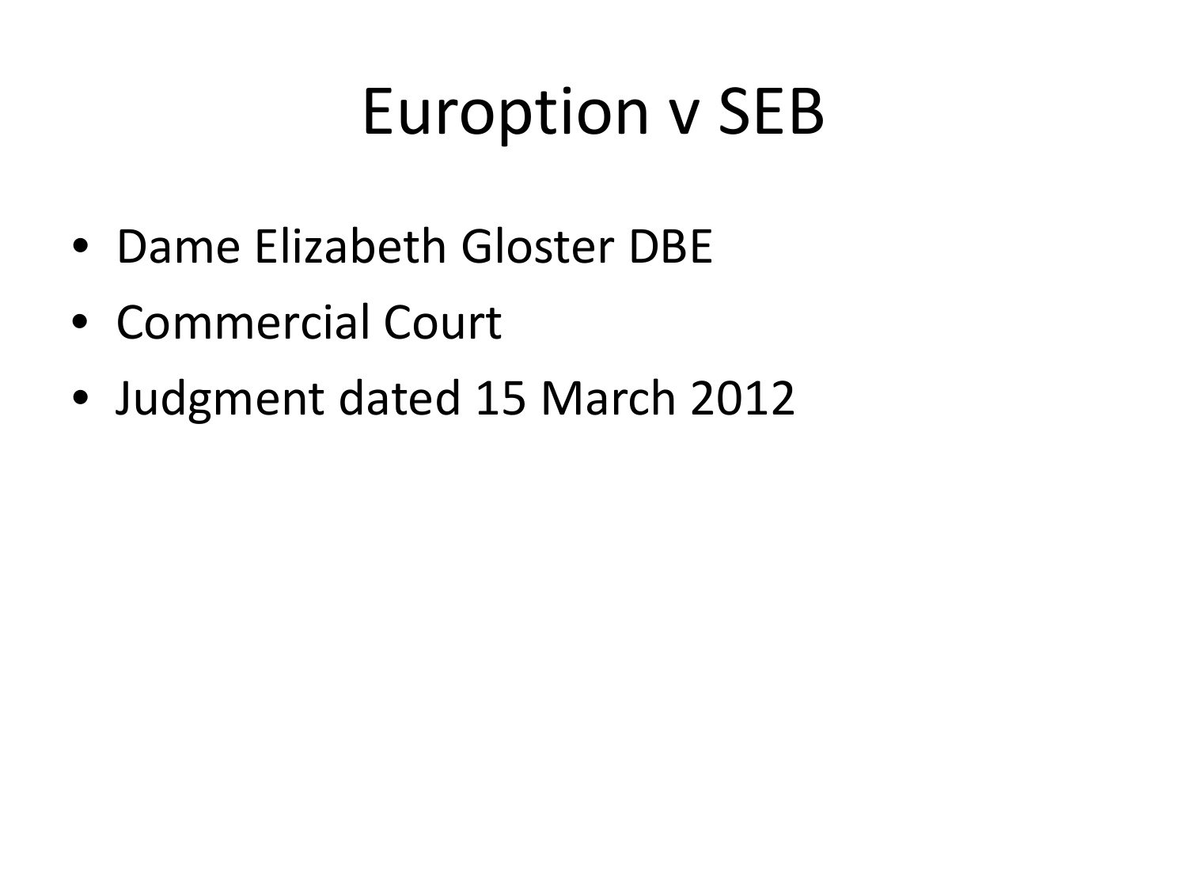# Euroption v SEB

- Dame Elizabeth Gloster DBE
- Commercial Court
- Judgment dated 15 March 2012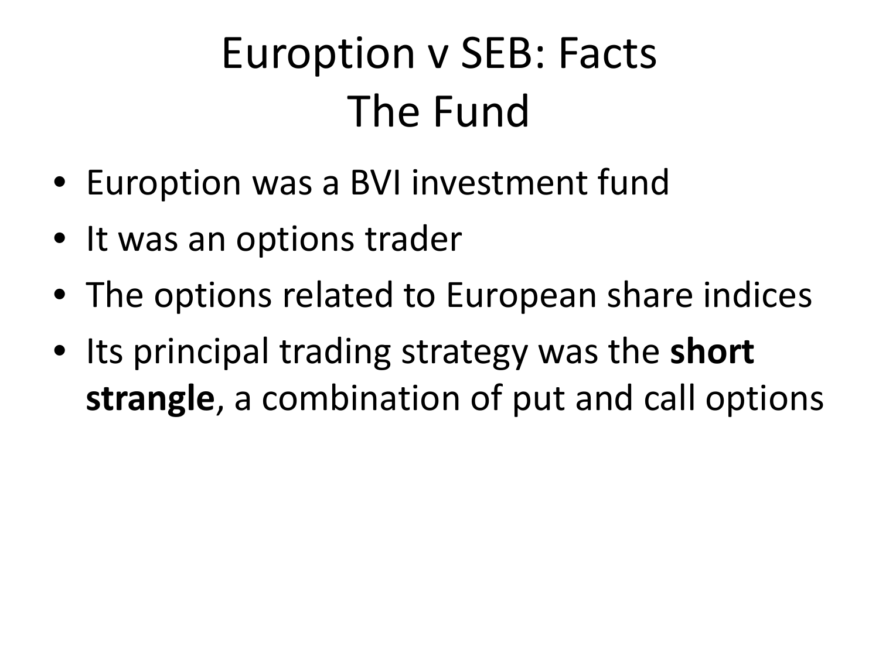# Euroption v SEB: Facts
# The Fund

- Euroption was a BVI investment fund
- It was an options trader
- The options related to European share indices
- Its principal trading strategy was the **short strangle**, a combination of put and call options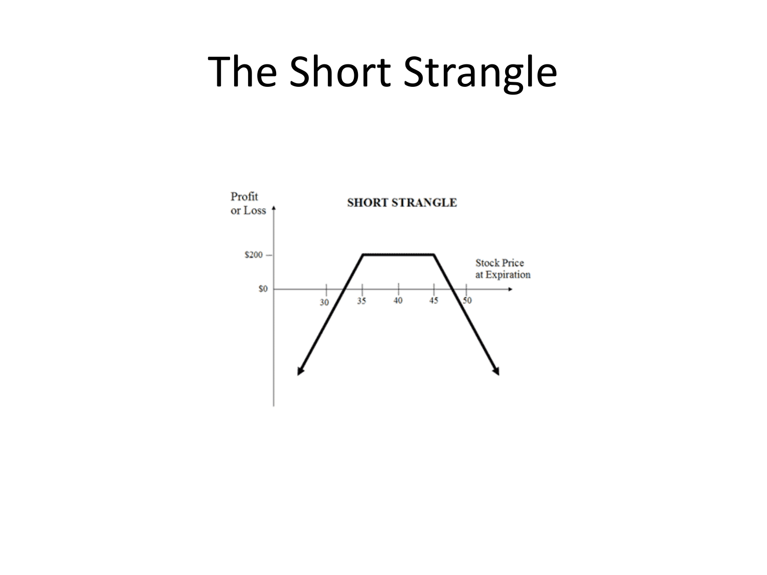# The Short Strangle

SHORT STRANGLE

Profit or Loss

$200

$0

30 35 40 45 50

Stock Price at Expiration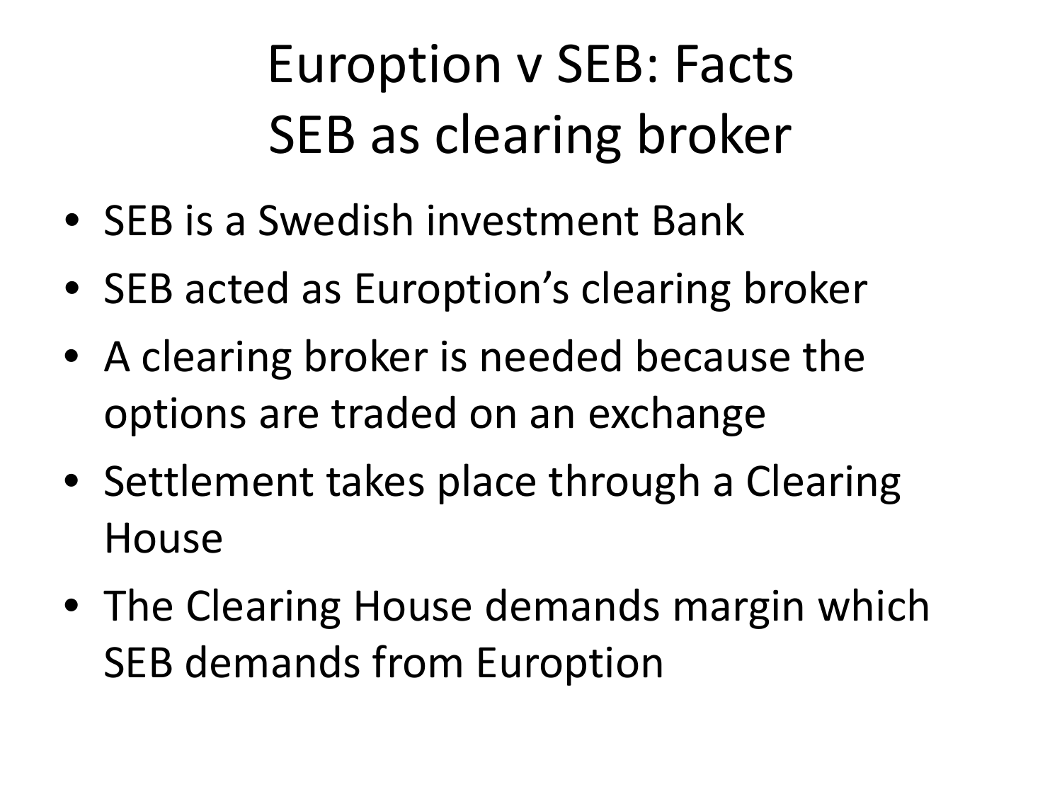# Euroption v SEB: Facts
# SEB as clearing broker

- SEB is a Swedish investment Bank
- SEB acted as Euroption's clearing broker
- A clearing broker is needed because the options are traded on an exchange
- Settlement takes place through a Clearing House
- The Clearing House demands margin which SEB demands from Euroption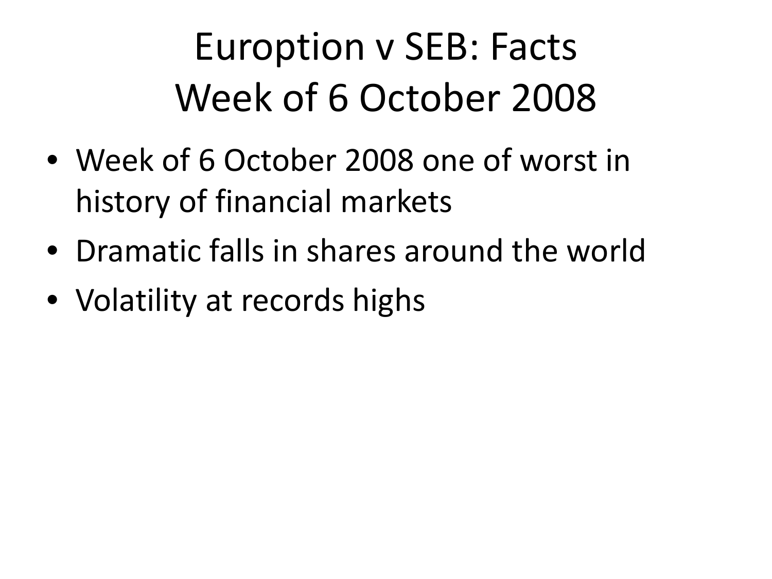# Euroption v SEB: Facts
# Week of 6 October 2008

- Week of 6 October 2008 one of worst in history of financial markets
- Dramatic falls in shares around the world
- Volatility at records highs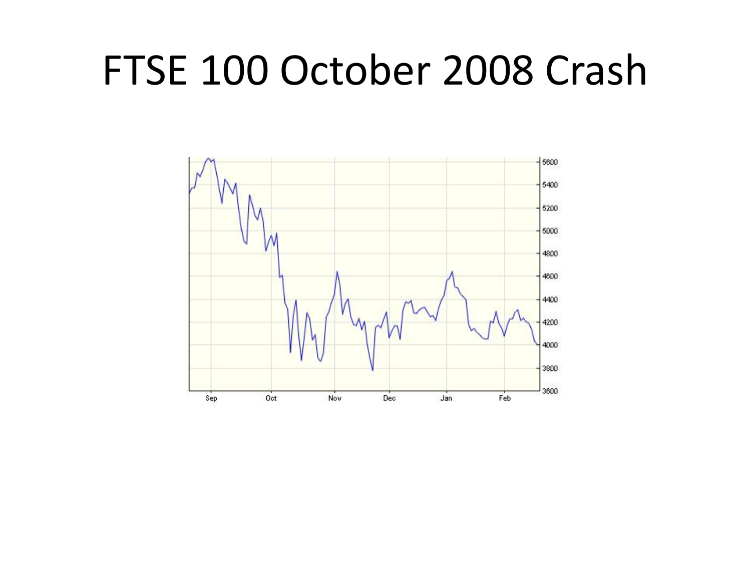# FTSE 100 October 2008 Crash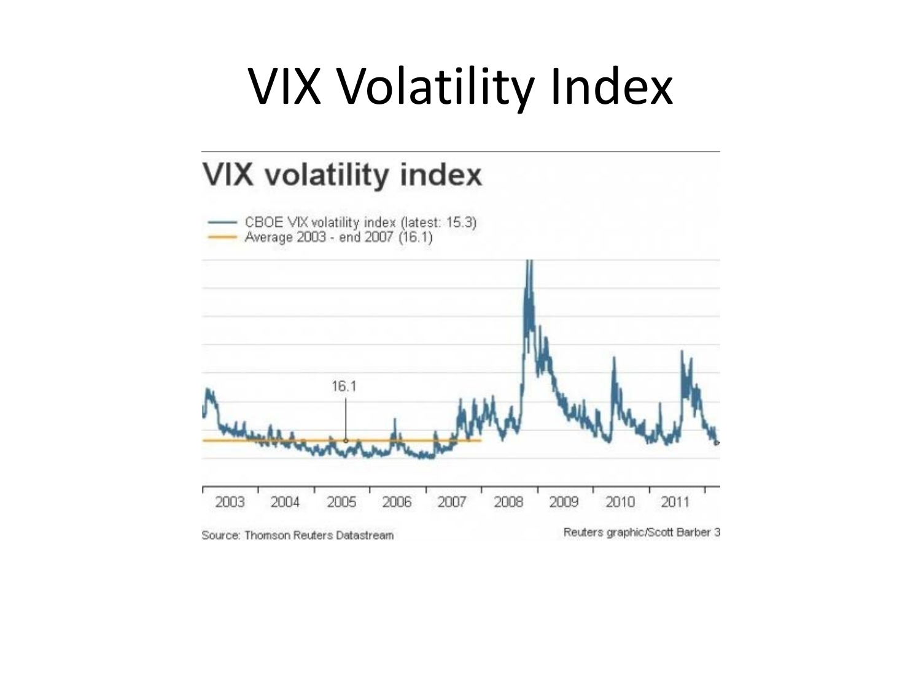# VIX Volatility Index

VIX volatility index

— CBOE VIX volatility index (latest: 15.3)
— Average 2003 - end 2007 (16.1)

16.1

2003 2004 2005 2006 2007 2008 2009 2010 2011

Source: Thomson Reuters Datastream

Reuters graphic/Scott Barber 3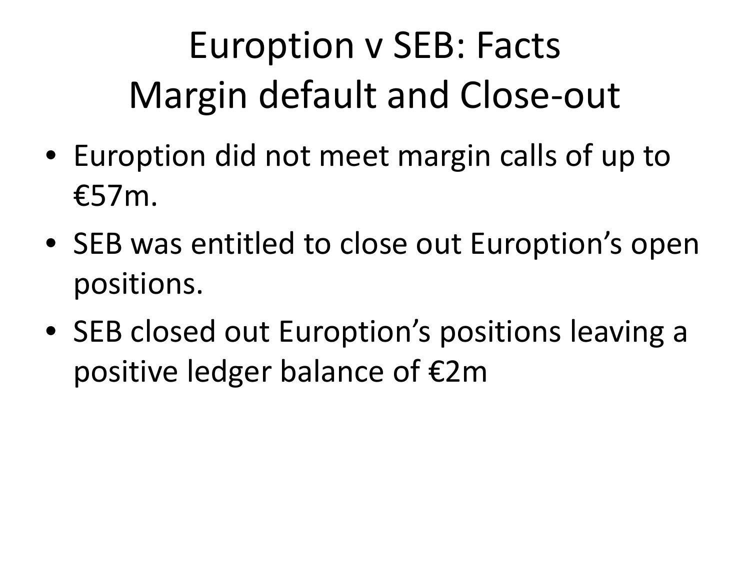# Euroption v SEB: Facts
# Margin default and Close-out

- Euroption did not meet margin calls of up to €57m.
- SEB was entitled to close out Euroption’s open positions.
- SEB closed out Euroption’s positions leaving a positive ledger balance of €2m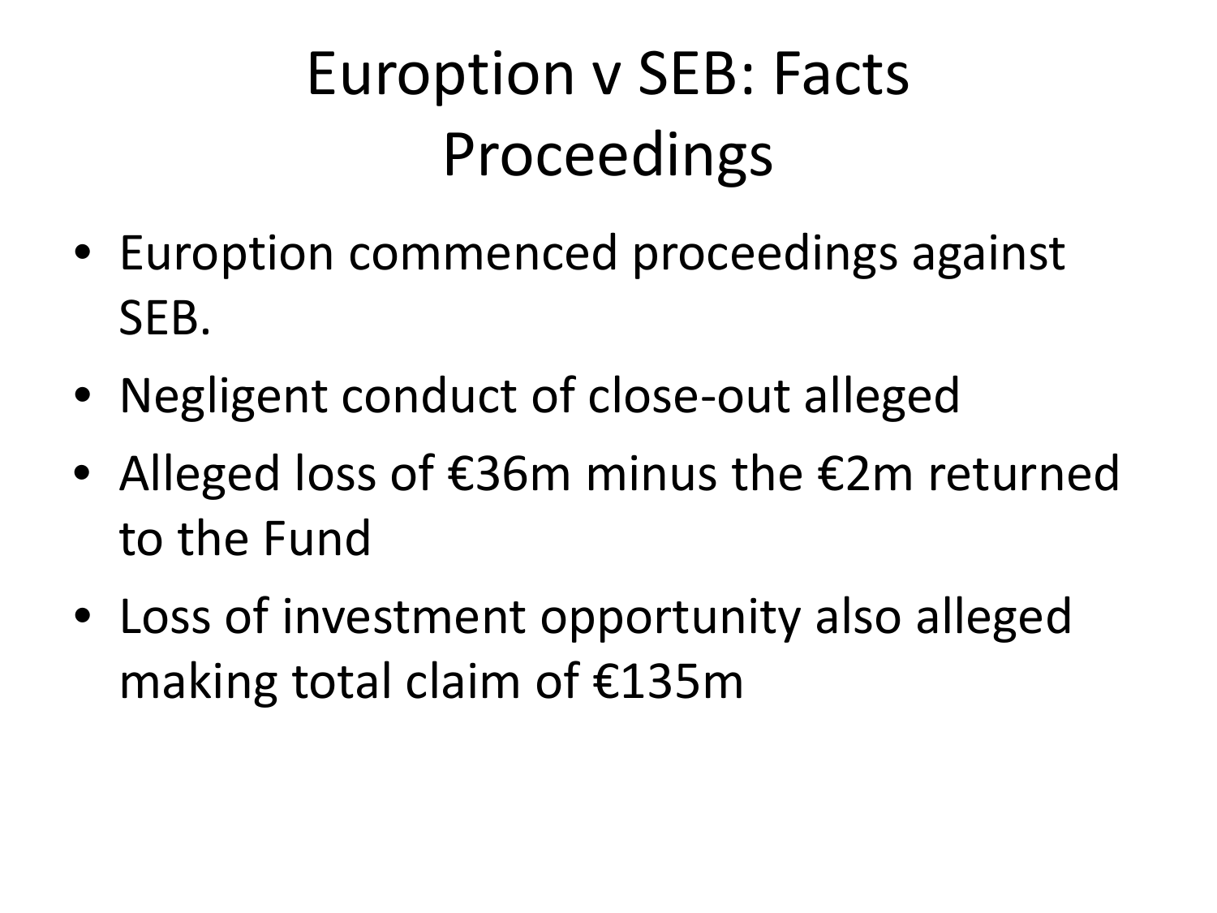# Euroption v SEB: Facts Proceedings

- Euroption commenced proceedings against SEB.
- Negligent conduct of close-out alleged
- Alleged loss of €36m minus the €2m returned to the Fund
- Loss of investment opportunity also alleged making total claim of €135m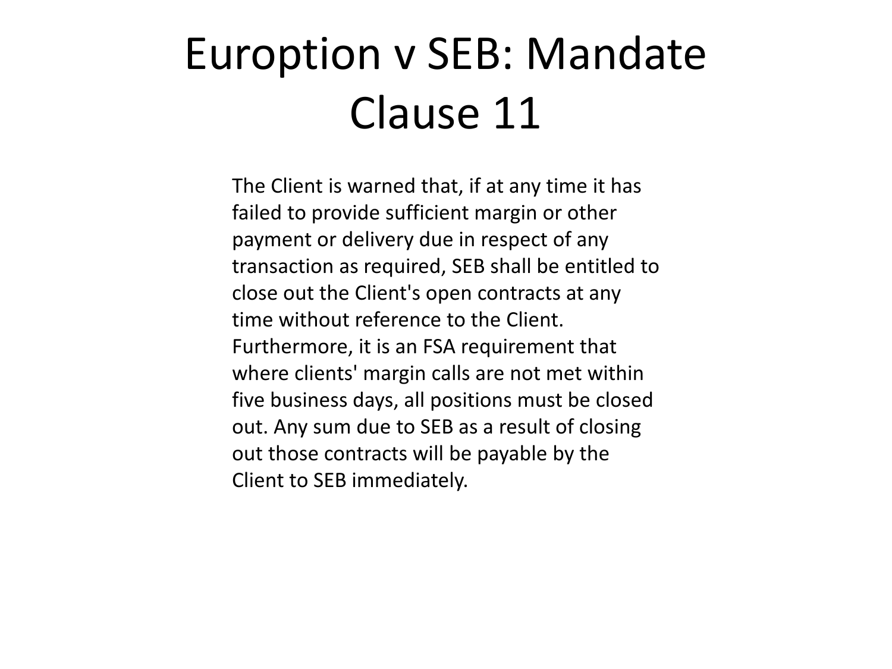# Euroption v SEB: Mandate Clause 11

The Client is warned that, if at any time it has failed to provide sufficient margin or other payment or delivery due in respect of any transaction as required, SEB shall be entitled to close out the Client's open contracts at any time without reference to the Client. Furthermore, it is an FSA requirement that where clients' margin calls are not met within five business days, all positions must be closed out. Any sum due to SEB as a result of closing out those contracts will be payable by the Client to SEB immediately.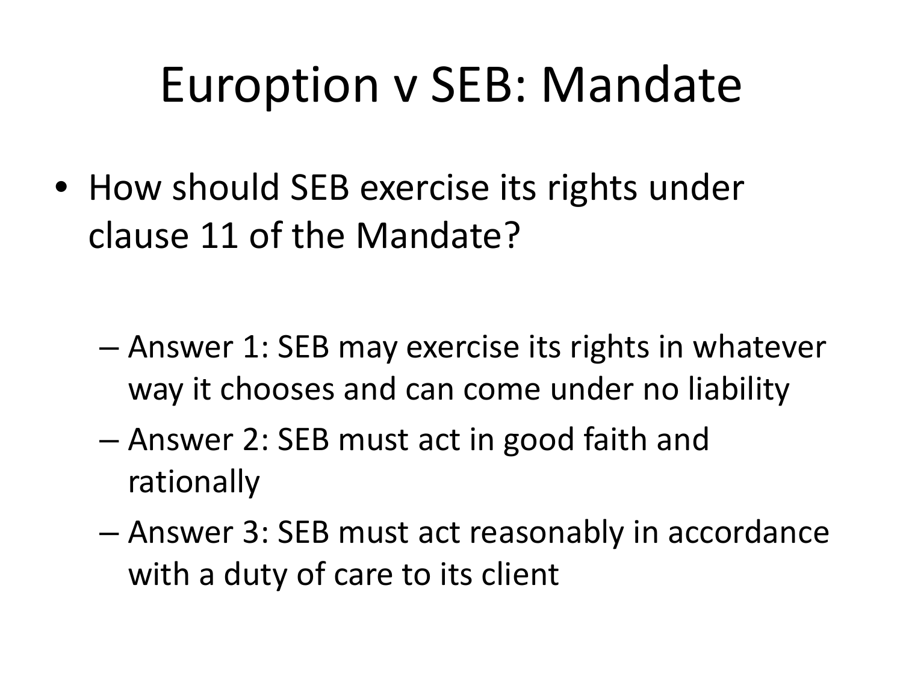# Europtio​n v SEB: Mandate

- How should SEB exercise its rights under clause 11 of the Mandate?
  - Answer 1: SEB may exercise its rights in whatever way it chooses and can come under no liability
  - Answer 2: SEB must act in good faith and rationally
  - Answer 3: SEB must act reasonably in accordance with a duty of care to its client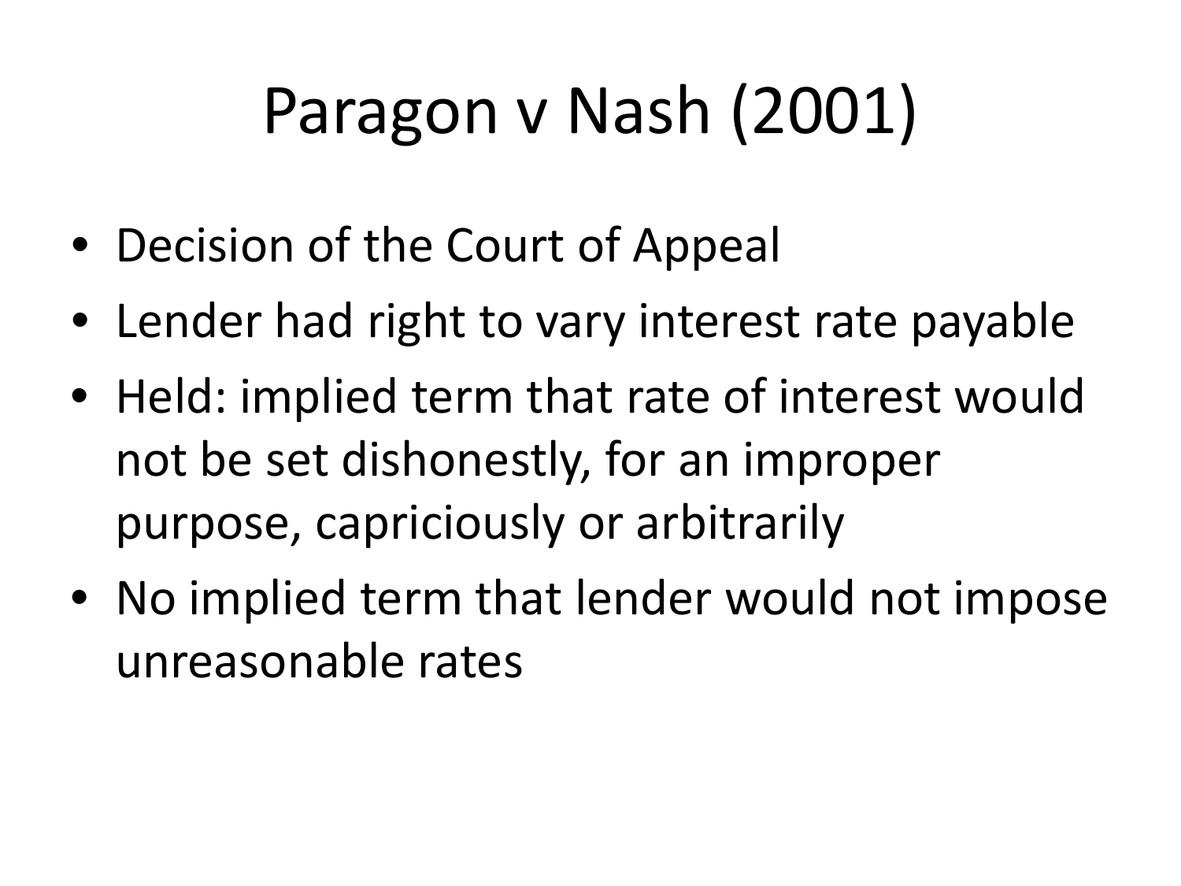# Paragon v Nash (2001)

- Decision of the Court of Appeal
- Lender had right to vary interest rate payable
- Held: implied term that rate of interest would not be set dishonestly, for an improper purpose, capriciously or arbitrarily
- No implied term that lender would not impose unreasonable rates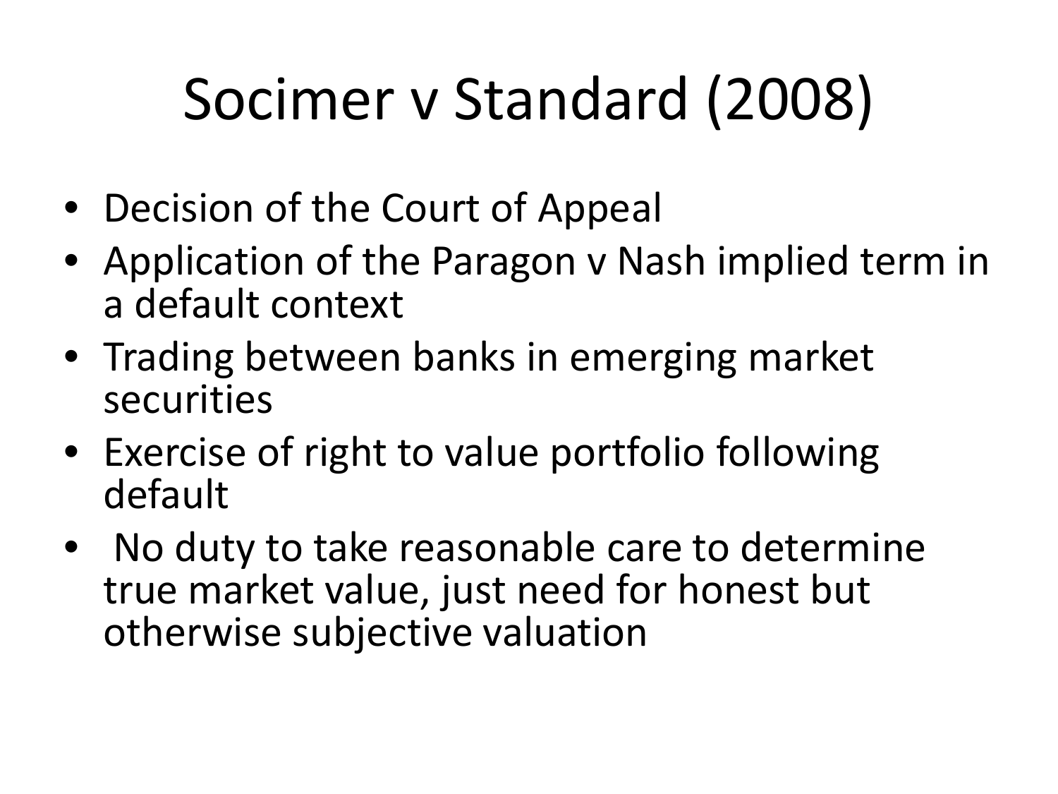# Socimer v Standard (2008)

- Decision of the Court of Appeal
- Application of the Paragon v Nash implied term in a default context
- Trading between banks in emerging market securities
- Exercise of right to value portfolio following default
- No duty to take reasonable care to determine true market value, just need for honest but otherwise subjective valuation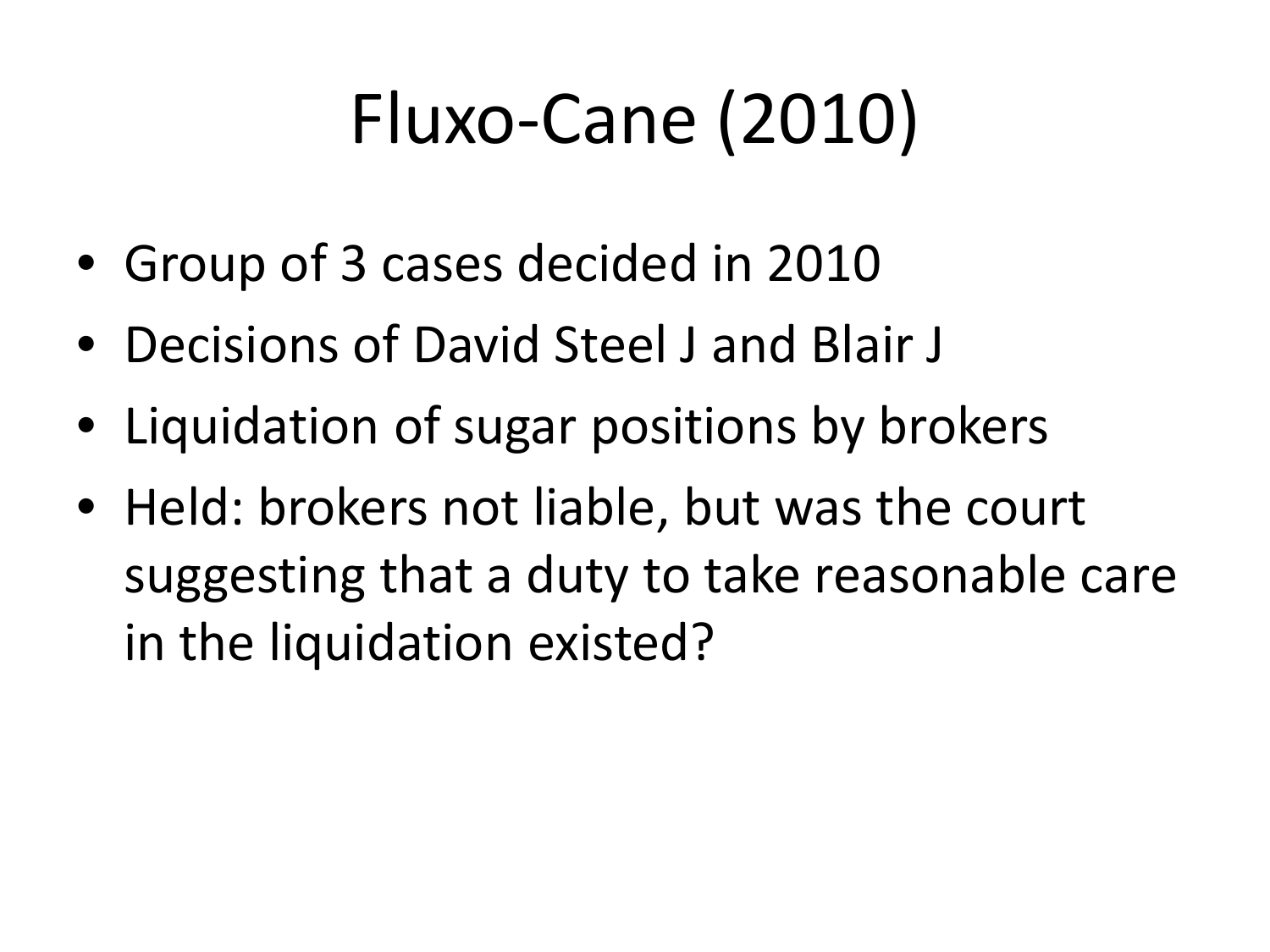# Fluxo-Cane (2010)

- Group of 3 cases decided in 2010
- Decisions of David Steel J and Blair J
- Liquidation of sugar positions by brokers
- Held: brokers not liable, but was the court suggesting that a duty to take reasonable care in the liquidation existed?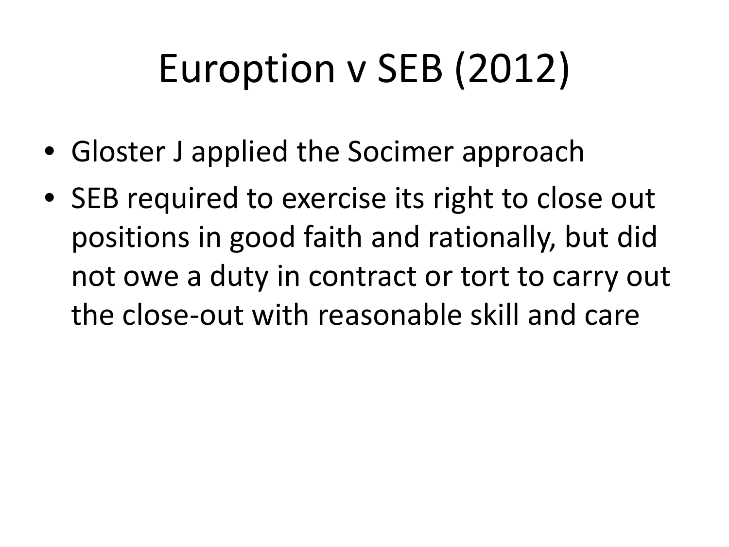# Euroption v SEB (2012)

- Gloster J applied the Socimer approach
- SEB required to exercise its right to close out positions in good faith and rationally, but did not owe a duty in contract or tort to carry out the close-out with reasonable skill and care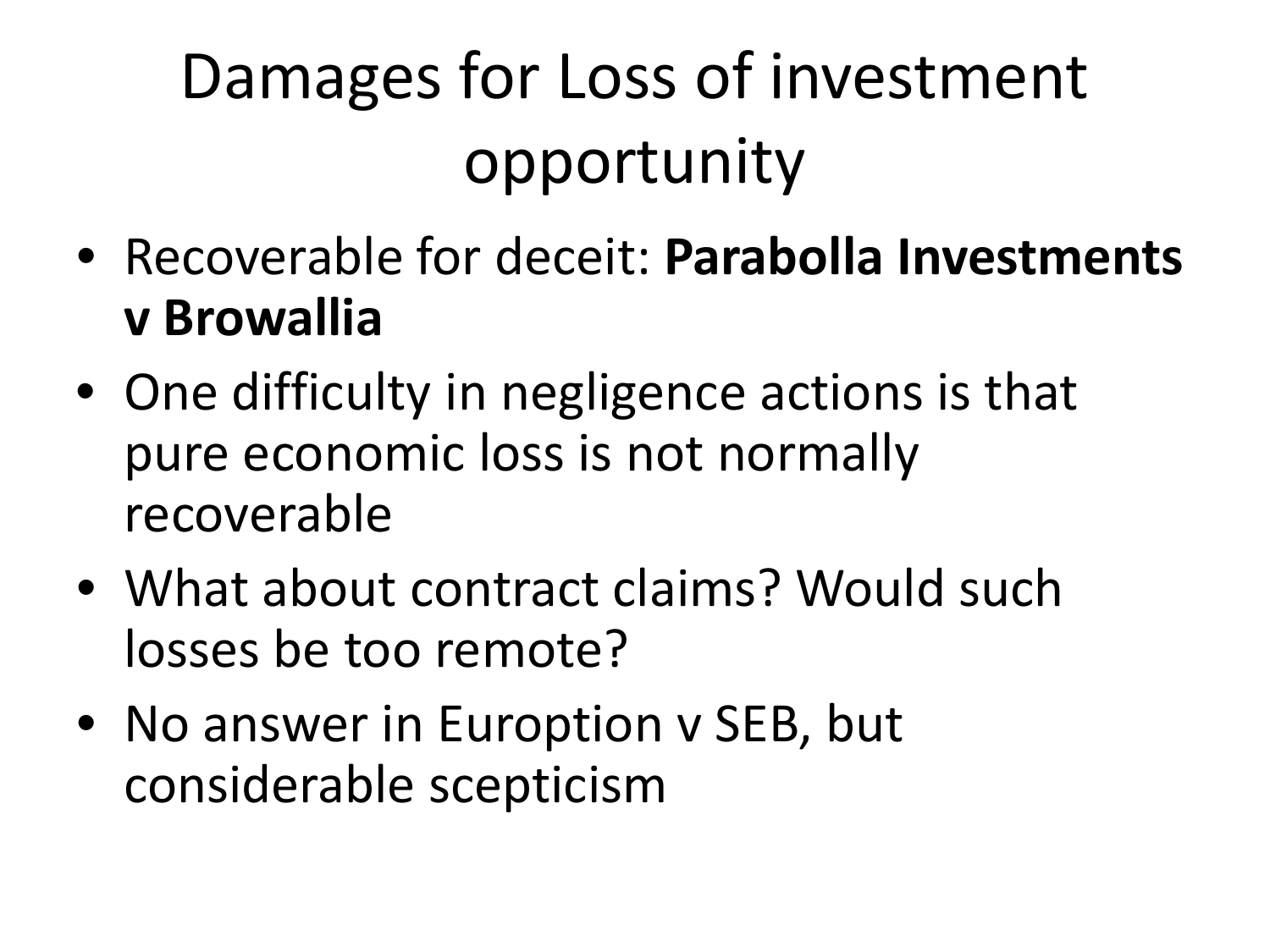# Damages for Loss of investment opportunity

- Recoverable for deceit: **Parabolla Investments v Browallia**
- One difficulty in negligence actions is that pure economic loss is not normally recoverable
- What about contract claims? Would such losses be too remote?
- No answer in Euroption v SEB, but considerable scepticism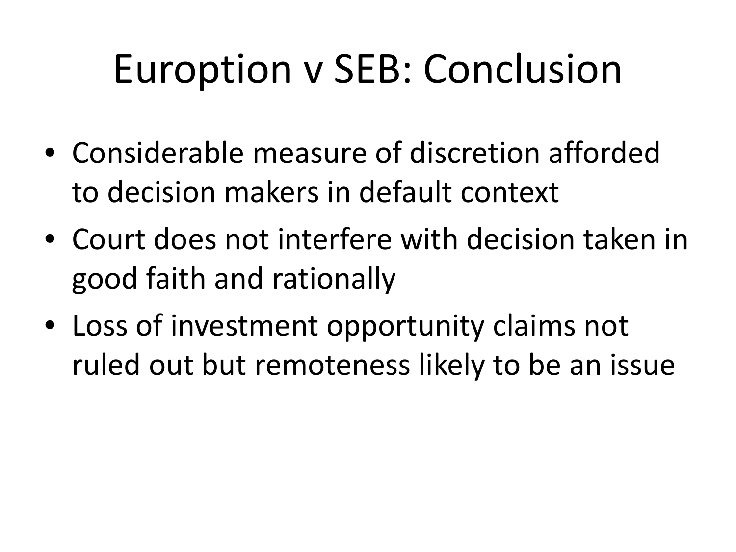# Euroption v SEB: Conclusion

- Considerable measure of discretion afforded to decision makers in default context
- Court does not interfere with decision taken in good faith and rationally
- Loss of investment opportunity claims not ruled out but remoteness likely to be an issue